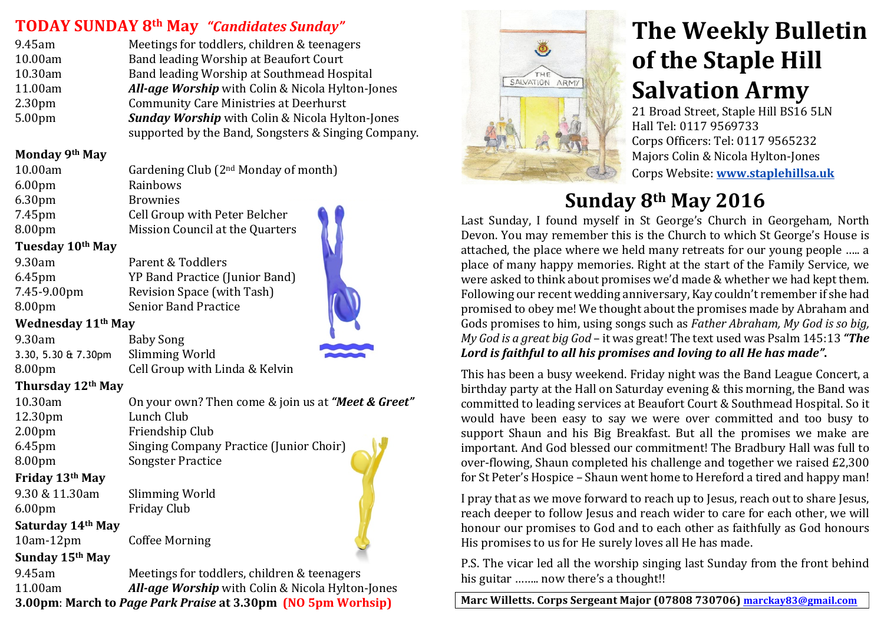## TODAY SUNDAY 8th May *"Candidates Sunday"*

| | |
|---|---|
| 9.45am | Meetings for toddlers, children & teenagers |
| 10.00am | Band leading Worship at Beaufort Court |
| 10.30am | Band leading Worship at Southmead Hospital |
| 11.00am | ***All-age Worship*** with Colin & Nicola Hylton-Jones |
| 2.30pm | Community Care Ministries at Deerhurst |
| 5.00pm | ***Sunday Worship*** with Colin & Nicola Hylton-Jones supported by the Band, Songsters & Singing Company. |

**Monday 9th May**

| | |
|---|---|
| 10.00am | Gardening Club (2nd Monday of month) |
| 6.00pm | Rainbows |
| 6.30pm | Brownies |
| 7.45pm | Cell Group with Peter Belcher |
| 8.00pm | Mission Council at the Quarters |

**Tuesday 10th May**

| | |
|---|---|
| 9.30am | Parent & Toddlers |
| 6.45pm | YP Band Practice (Junior Band) |
| 7.45-9.00pm | Revision Space (with Tash) |
| 8.00pm | Senior Band Practice |

**Wednesday 11th May**

| | |
|---|---|
| 9.30am | Baby Song |
| 3.30, 5.30 & 7.30pm | Slimming World |
| 8.00pm | Cell Group with Linda & Kelvin |

**Thursday 12th May**

| | |
|---|---|
| 10.30am | On your own? Then come & join us at ***"Meet & Greet"*** |
| 12.30pm | Lunch Club |
| 2.00pm | Friendship Club |
| 6.45pm | Singing Company Practice (Junior Choir) |
| 8.00pm | Songster Practice |

**Friday 13th May**

| | |
|---|---|
| 9.30 & 11.30am | Slimming World |
| 6.00pm | Friday Club |

**Saturday 14th May**

| | |
|---|---|
| 10am-12pm | Coffee Morning |

**Sunday 15th May**

| | |
|---|---|
| 9.45am | Meetings for toddlers, children & teenagers |
| 11.00am | ***All-age Worship*** with Colin & Nicola Hylton-Jones |

**3.00pm: March to *Page Park Praise* at 3.30pm (NO 5pm Worhsip)**

# The Weekly Bulletin of the Staple Hill Salvation Army

21 Broad Street, Staple Hill BS16 5LN
Hall Tel: 0117 9569733
Corps Officers: Tel: 0117 9565232
Majors Colin & Nicola Hylton-Jones
Corps Website: **www.staplehillsa.uk**

## Sunday 8th May 2016

Last Sunday, I found myself in St George's Church in Georgeham, North Devon. You may remember this is the Church to which St George's House is attached, the place where we held many retreats for our young people ….. a place of many happy memories. Right at the start of the Family Service, we were asked to think about promises we'd made & whether we had kept them. Following our recent wedding anniversary, Kay couldn't remember if she had promised to obey me! We thought about the promises made by Abraham and Gods promises to him, using songs such as *Father Abraham, My God is so big, My God is a great big God* – it was great! The text used was Psalm 145:13 ***"The Lord is faithful to all his promises and loving to all He has made".***

This has been a busy weekend. Friday night was the Band League Concert, a birthday party at the Hall on Saturday evening & this morning, the Band was committed to leading services at Beaufort Court & Southmead Hospital. So it would have been easy to say we were over committed and too busy to support Shaun and his Big Breakfast. But all the promises we make are important. And God blessed our commitment! The Bradbury Hall was full to over-flowing, Shaun completed his challenge and together we raised £2,300 for St Peter's Hospice – Shaun went home to Hereford a tired and happy man!

I pray that as we move forward to reach up to Jesus, reach out to share Jesus, reach deeper to follow Jesus and reach wider to care for each other, we will honour our promises to God and to each other as faithfully as God honours His promises to us for He surely loves all He has made.

P.S. The vicar led all the worship singing last Sunday from the front behind his guitar …….. now there's a thought!!

**Marc Willetts. Corps Sergeant Major (07808 730706) marckay83@gmail.com**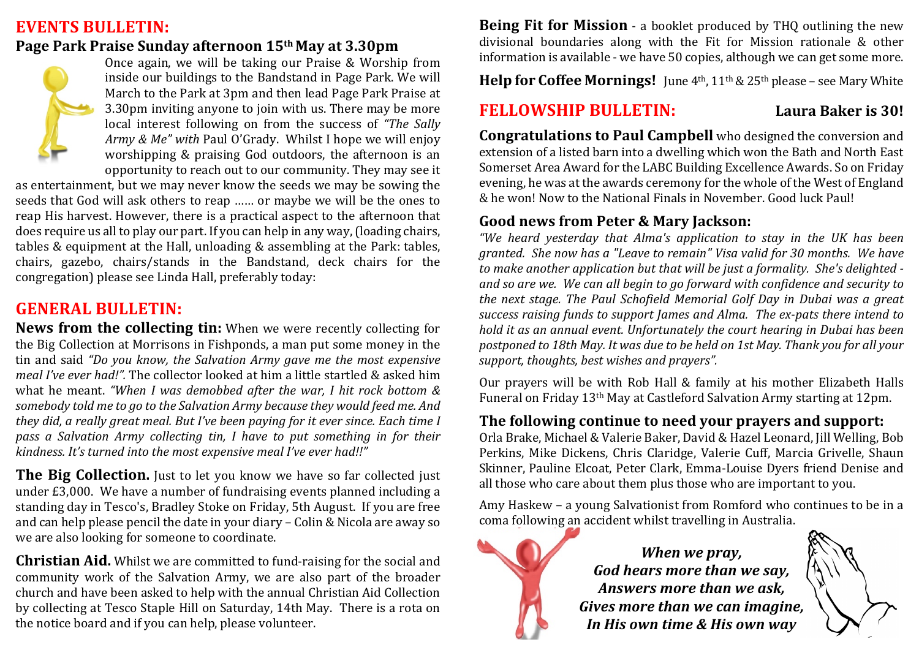# EVENTS BULLETIN:

## Page Park Praise Sunday afternoon 15th May at 3.30pm

Once again, we will be taking our Praise & Worship from inside our buildings to the Bandstand in Page Park. We will March to the Park at 3pm and then lead Page Park Praise at 3.30pm inviting anyone to join with us. There may be more local interest following on from the success of *"The Sally Army & Me" with* Paul O'Grady. Whilst I hope we will enjoy worshipping & praising God outdoors, the afternoon is an opportunity to reach out to our community. They may see it as entertainment, but we may never know the seeds we may be sowing the seeds that God will ask others to reap …… or maybe we will be the ones to reap His harvest. However, there is a practical aspect to the afternoon that does require us all to play our part. If you can help in any way, (loading chairs, tables & equipment at the Hall, unloading & assembling at the Park: tables, chairs, gazebo, chairs/stands in the Bandstand, deck chairs for the congregation) please see Linda Hall, preferably today:

# GENERAL BULLETIN:

**News from the collecting tin:** When we were recently collecting for the Big Collection at Morrisons in Fishponds, a man put some money in the tin and said *"Do you know, the Salvation Army gave me the most expensive meal I've ever had!".* The collector looked at him a little startled & asked him what he meant. *"When I was demobbed after the war, I hit rock bottom & somebody told me to go to the Salvation Army because they would feed me. And they did, a really great meal. But I've been paying for it ever since. Each time I pass a Salvation Army collecting tin, I have to put something in for their kindness. It's turned into the most expensive meal I've ever had!!"*

**The Big Collection.** Just to let you know we have so far collected just under £3,000. We have a number of fundraising events planned including a standing day in Tesco's, Bradley Stoke on Friday, 5th August. If you are free and can help please pencil the date in your diary – Colin & Nicola are away so we are also looking for someone to coordinate.

**Christian Aid.** Whilst we are committed to fund-raising for the social and community work of the Salvation Army, we are also part of the broader church and have been asked to help with the annual Christian Aid Collection by collecting at Tesco Staple Hill on Saturday, 14th May. There is a rota on the notice board and if you can help, please volunteer.

**Being Fit for Mission** - a booklet produced by THQ outlining the new divisional boundaries along with the Fit for Mission rationale & other information is available - we have 50 copies, although we can get some more.

**Help for Coffee Mornings!** June 4th, 11th & 25th please – see Mary White

# FELLOWSHIP BULLETIN: **Laura Baker is 30!**

**Congratulations to Paul Campbell** who designed the conversion and extension of a listed barn into a dwelling which won the Bath and North East Somerset Area Award for the LABC Building Excellence Awards. So on Friday evening, he was at the awards ceremony for the whole of the West of England & he won! Now to the National Finals in November. Good luck Paul!

## Good news from Peter & Mary Jackson:

*"We heard yesterday that Alma's application to stay in the UK has been granted. She now has a "Leave to remain" Visa valid for 30 months. We have to make another application but that will be just a formality. She's delighted - and so are we. We can all begin to go forward with confidence and security to the next stage. The Paul Schofield Memorial Golf Day in Dubai was a great success raising funds to support James and Alma. The ex-pats there intend to hold it as an annual event. Unfortunately the court hearing in Dubai has been postponed to 18th May. It was due to be held on 1st May. Thank you for all your support, thoughts, best wishes and prayers".*

Our prayers will be with Rob Hall & family at his mother Elizabeth Halls Funeral on Friday 13th May at Castleford Salvation Army starting at 12pm.

## The following continue to need your prayers and support:

Orla Brake, Michael & Valerie Baker, David & Hazel Leonard, Jill Welling, Bob Perkins, Mike Dickens, Chris Claridge, Valerie Cuff, Marcia Grivelle, Shaun Skinner, Pauline Elcoat, Peter Clark, Emma-Louise Dyers friend Denise and all those who care about them plus those who are important to you.

Amy Haskew – a young Salvationist from Romford who continues to be in a coma following an accident whilst travelling in Australia.

***When we pray,***
***God hears more than we say,***
***Answers more than we ask,***
***Gives more than we can imagine,***
***In His own time & His own way***